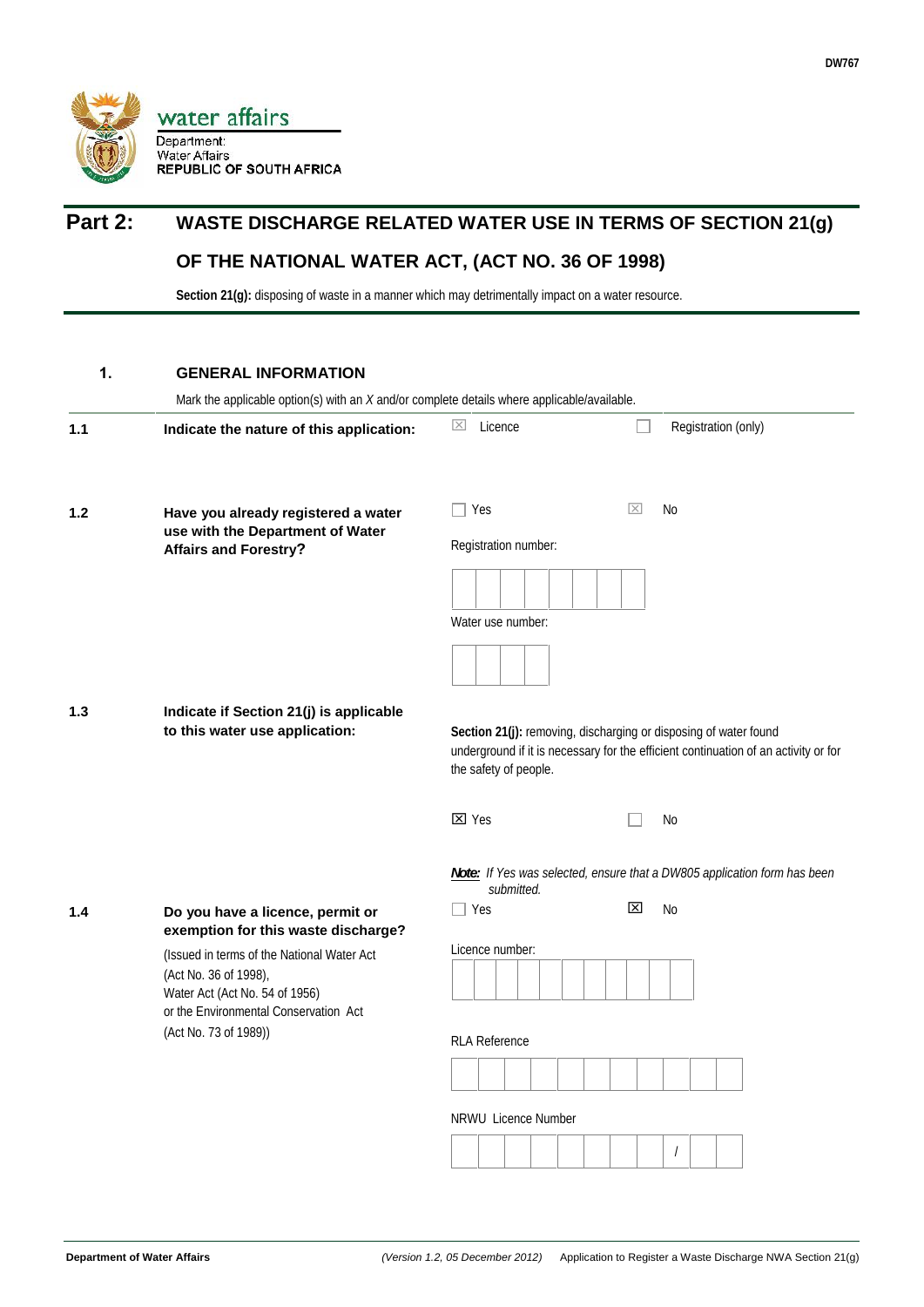DW767

water affairs

Department:
Water Affairs
REPUBLIC OF SOUTH AFRICA

# Part 2: WASTE DISCHARGE RELATED WATER USE IN TERMS OF SECTION 21(g) OF THE NATIONAL WATER ACT, (ACT NO. 36 OF 1998)

**Section 21(g):** disposing of waste in a manner which may detrimentally impact on a water resource.

## 1. GENERAL INFORMATION

Mark the applicable option(s) with an *X* and/or complete details where applicable/available.

**1.1 Indicate the nature of this application:**

☒ Licence ☐ Registration (only)

**1.2 Have you already registered a water use with the Department of Water Affairs and Forestry?**

☐ Yes ☒ No

Registration number:

| | | | | | | | |
|---|---|---|---|---|---|---|---|
| | | | | | | | |

Water use number:

| | | | |
|---|---|---|---|
| | | | |

**1.3 Indicate if Section 21(j) is applicable to this water use application:**

**Section 21(j):** removing, discharging or disposing of water found underground if it is necessary for the efficient continuation of an activity or for the safety of people.

☒ Yes ☐ No

***Note:*** *If Yes was selected, ensure that a DW805 application form has been submitted.*

**1.4 Do you have a licence, permit or exemption for this waste discharge?**

(Issued in terms of the National Water Act (Act No. 36 of 1998), Water Act (Act No. 54 of 1956) or the Environmental Conservation Act (Act No. 73 of 1989))

☐ Yes ☒ No

Licence number:

| | | | | | | | | | | |
|---|---|---|---|---|---|---|---|---|---|---|
| | | | | | | | | | | |

RLA Reference

| | | | | | | | | | | |
|---|---|---|---|---|---|---|---|---|---|---|
| | | | | | | | | | | |

NRWU Licence Number

| | | | | | | | | | | |
|---|---|---|---|---|---|---|---|---|---|---|
| | | | | | | | | / | | |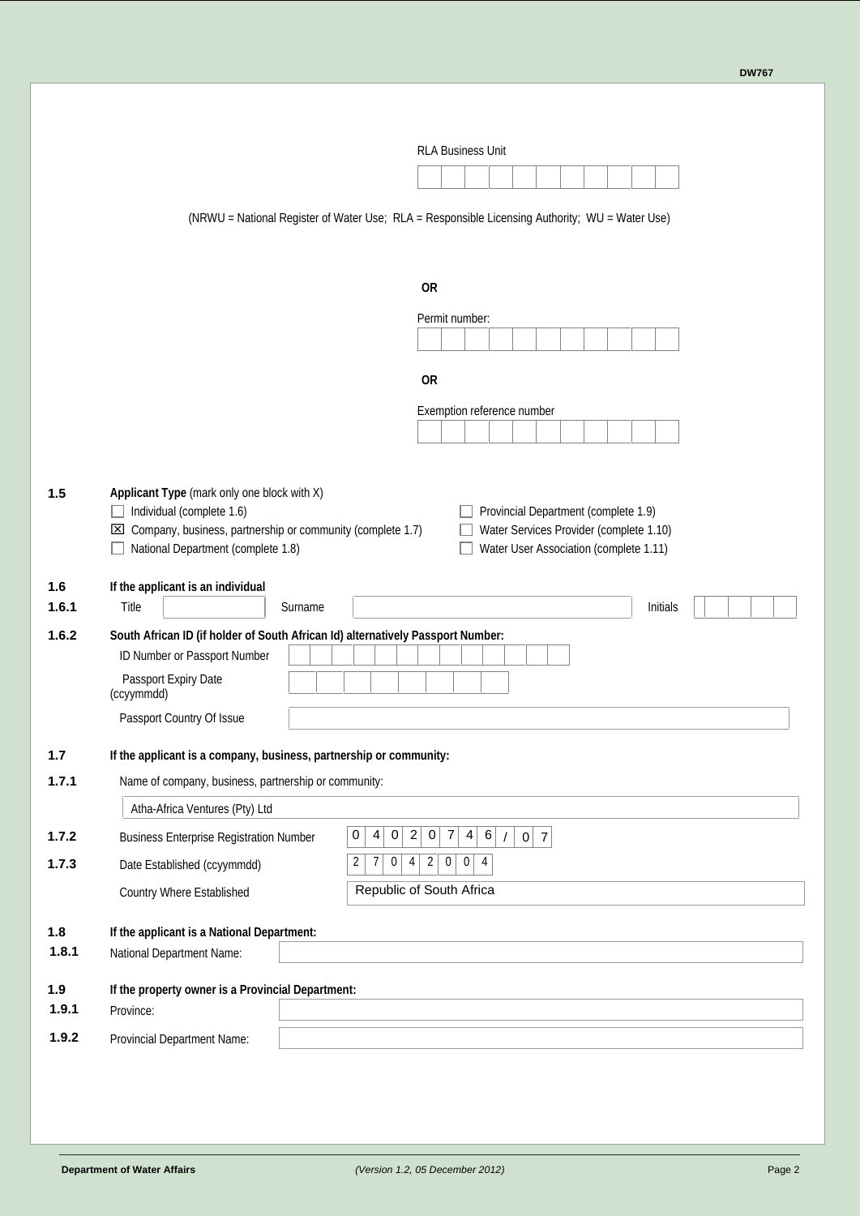RLA Business Unit

| | | | | | | | | | | |
|---|---|---|---|---|---|---|---|---|---|---|
| | | | | | | | | | | |

(NRWU = National Register of Water Use; RLA = Responsible Licensing Authority; WU = Water Use)

**OR**

Permit number:

| | | | | | | | | | | |
|---|---|---|---|---|---|---|---|---|---|---|
| | | | | | | | | | | |

**OR**

Exemption reference number

| | | | | | | | | | | |
|---|---|---|---|---|---|---|---|---|---|---|
| | | | | | | | | | | |

**1.5 Applicant Type** (mark only one block with X)

- ☐ Individual (complete 1.6)
- ☒ Company, business, partnership or community (complete 1.7)
- ☐ National Department (complete 1.8)
- ☐ Provincial Department (complete 1.9)
- ☐ Water Services Provider (complete 1.10)
- ☐ Water User Association (complete 1.11)

**1.6 If the applicant is an individual**

**1.6.1** Title: ________ Surname: ________ Initials: ________

**1.6.2 South African ID (if holder of South African Id) alternatively Passport Number:**

ID Number or Passport Number: ________

Passport Expiry Date (ccyymmdd): ________

Passport Country Of Issue: ________

**1.7 If the applicant is a company, business, partnership or community:**

**1.7.1** Name of company, business, partnership or community:

Atha-Africa Ventures (Pty) Ltd

**1.7.2** Business Enterprise Registration Number: 0 4 0 2 0 7 4 6 / 0 7

**1.7.3** Date Established (ccyymmdd): 2 7 0 4 2 0 0 4

Country Where Established: Republic of South Africa

**1.8 If the applicant is a National Department:**

**1.8.1** National Department Name: ________

**1.9 If the property owner is a Provincial Department:**

**1.9.1** Province: ________

**1.9.2** Provincial Department Name: ________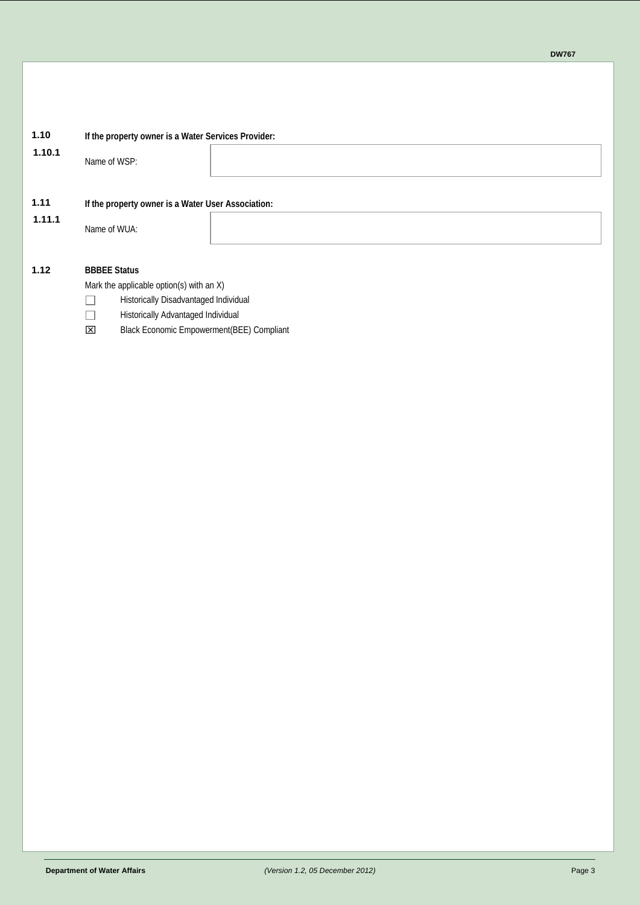**1.10** **If the property owner is a Water Services Provider:**

**1.10.1** Name of WSP:

| |
|---|
| |

**1.11** **If the property owner is a Water User Association:**

**1.11.1** Name of WUA:

| |
|---|
| |

**1.12** **BBBEE Status**

Mark the applicable option(s) with an X)

- ☐ Historically Disadvantaged Individual
- ☐ Historically Advantaged Individual
- ☒ Black Economic Empowerment(BEE) Compliant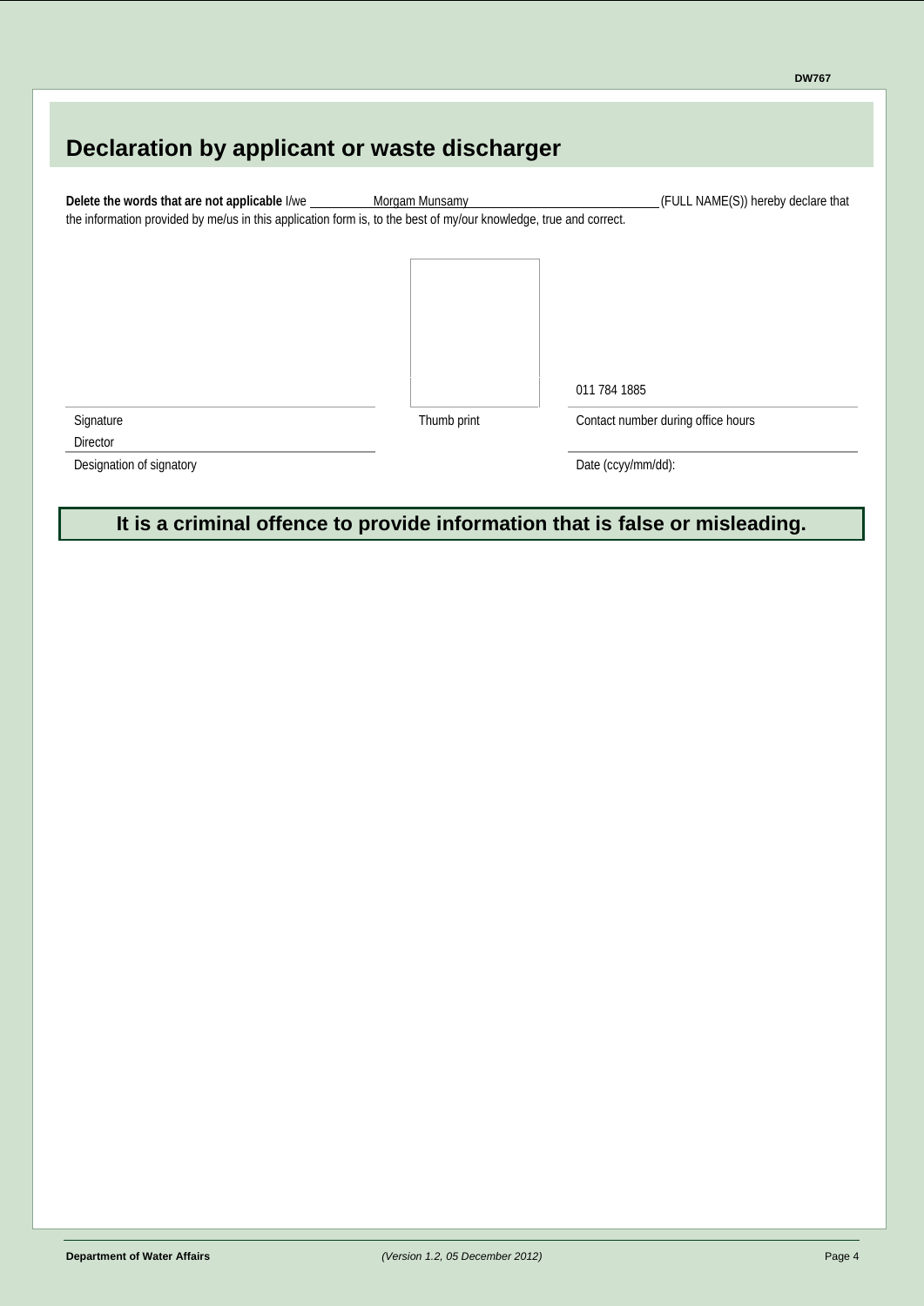# Declaration by applicant or waste discharger

**Delete the words that are not applicable** I/we Morgam Munsamy (FULL NAME(S)) hereby declare that the information provided by me/us in this application form is, to the best of my/our knowledge, true and correct.

| | | |
|---|---|---|
| | | 011 784 1885 |
| Signature | Thumb print | Contact number during office hours |
| Director | | |
| Designation of signatory | | Date (ccyy/mm/dd): |

**It is a criminal offence to provide information that is false or misleading.**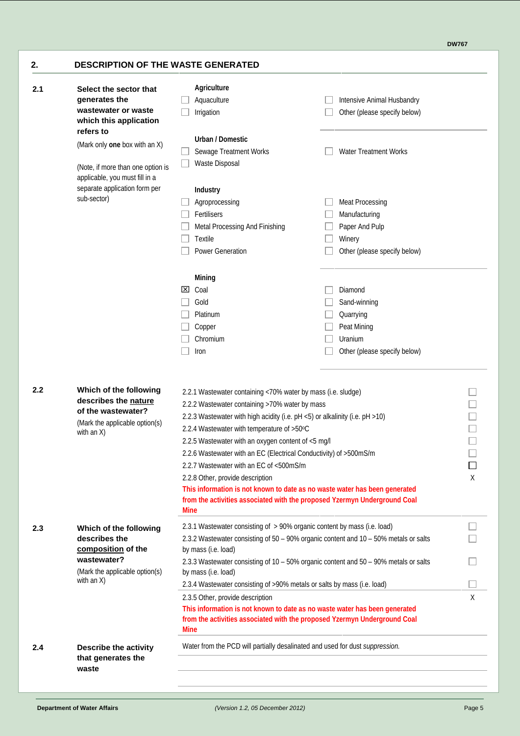## 2. DESCRIPTION OF THE WASTE GENERATED

**2.1 Select the sector that generates the wastewater or waste which this application refers to**

(Mark only **one** box with an X)

(Note, if more than one option is applicable, you must fill in a separate application form per sub-sector)

**Agriculture**

- [ ] Aquaculture
- [ ] Irrigation
- [ ] Intensive Animal Husbandry
- [ ] Other (please specify below)

**Urban / Domestic**

- [ ] Sewage Treatment Works
- [ ] Waste Disposal
- [ ] Water Treatment Works

**Industry**

- [ ] Agroprocessing
- [ ] Fertilisers
- [ ] Metal Processing And Finishing
- [ ] Textile
- [ ] Power Generation
- [ ] Meat Processing
- [ ] Manufacturing
- [ ] Paper And Pulp
- [ ] Winery
- [ ] Other (please specify below)

**Mining**

- [x] Coal
- [ ] Gold
- [ ] Platinum
- [ ] Copper
- [ ] Chromium
- [ ] Iron
- [ ] Diamond
- [ ] Sand-winning
- [ ] Quarrying
- [ ] Peat Mining
- [ ] Uranium
- [ ] Other (please specify below)

**2.2 Which of the following describes the nature of the wastewater?**

(Mark the applicable option(s) with an X)

| Option | |
|---|---|
| 2.2.1 Wastewater containing <70% water by mass (i.e. sludge) | ☐ |
| 2.2.2 Wastewater containing >70% water by mass | ☐ |
| 2.2.3 Wastewater with high acidity (i.e. pH <5) or alkalinity (i.e. pH >10) | ☐ |
| 2.2.4 Wastewater with temperature of >50ºC | ☐ |
| 2.2.5 Wastewater with an oxygen content of <5 mg/l | ☐ |
| 2.2.6 Wastewater with an EC (Electrical Conductivity) of >500mS/m | ☐ |
| 2.2.7 Wastewater with an EC of <500mS/m | ☐ |
| 2.2.8 Other, provide description<br>**This information is not known to date as no waste water has been generated from the activities associated with the proposed Yzermyn Underground Coal Mine** | X |

**2.3 Which of the following describes the composition of the wastewater?**

(Mark the applicable option(s) with an X)

| Option | |
|---|---|
| 2.3.1 Wastewater consisting of > 90% organic content by mass (i.e. load) | ☐ |
| 2.3.2 Wastewater consisting of 50 – 90% organic content and 10 – 50% metals or salts by mass (i.e. load) | ☐ |
| 2.3.3 Wastewater consisting of 10 – 50% organic content and 50 – 90% metals or salts by mass (i.e. load) | ☐ |
| 2.3.4 Wastewater consisting of >90% metals or salts by mass (i.e. load) | ☐ |
| 2.3.5 Other, provide description<br>**This information is not known to date as no waste water has been generated from the activities associated with the proposed Yzermyn Underground Coal Mine** | X |

**2.4 Describe the activity that generates the waste**

Water from the PCD will partially desalinated and used for dust *suppression.*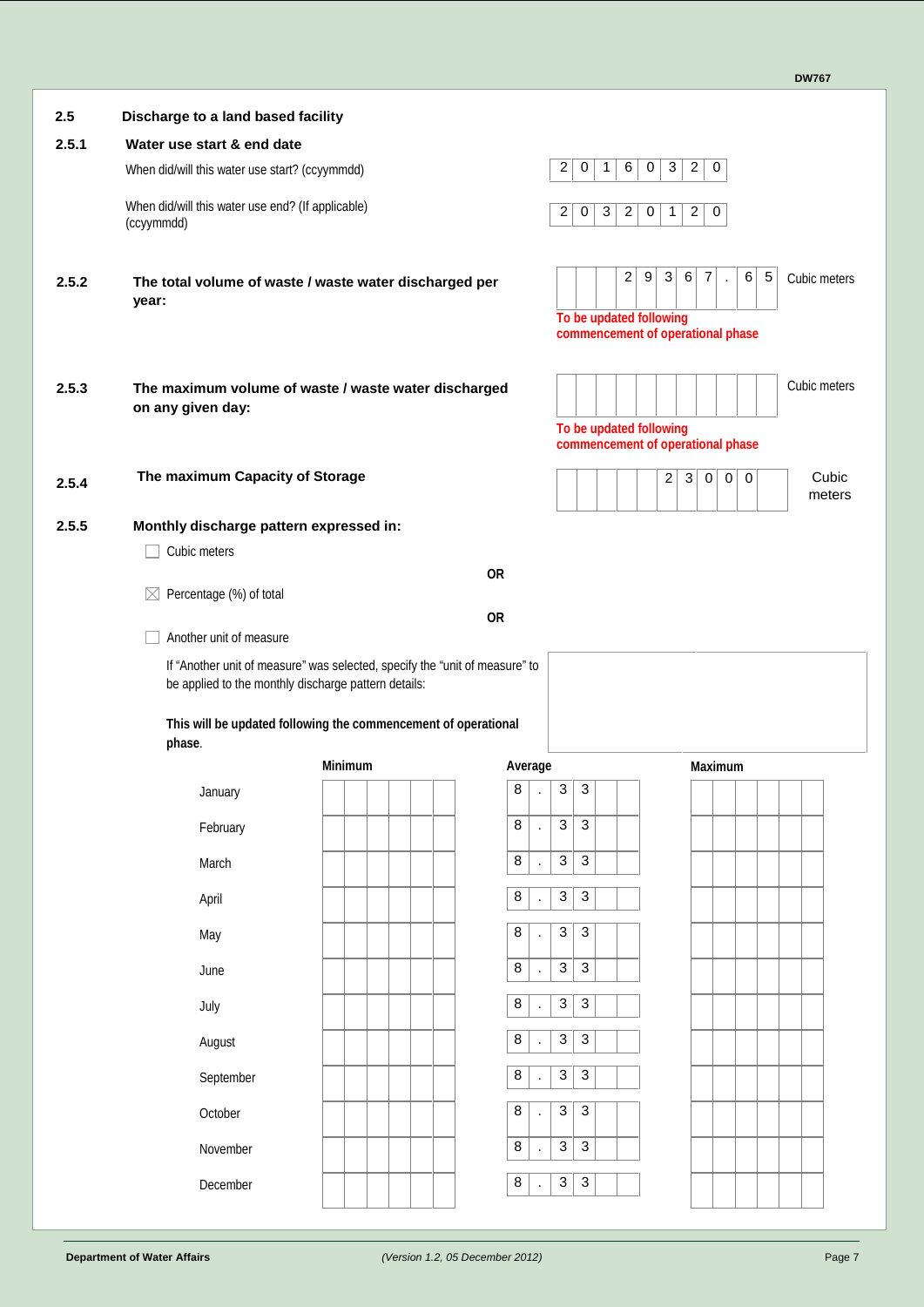## 2.5 Discharge to a land based facility

### 2.5.1 Water use start & end date

When did/will this water use start? (ccyymmdd) 20160320

When did/will this water use end? (If applicable) (ccyymmdd) 20320120

### 2.5.2 The total volume of waste / waste water discharged per year:

29367.65 Cubic meters

**To be updated following commencement of operational phase**

### 2.5.3 The maximum volume of waste / waste water discharged on any given day:

Cubic meters

**To be updated following commencement of operational phase**

### 2.5.4 The maximum Capacity of Storage

23000 Cubic meters

### 2.5.5 Monthly discharge pattern expressed in:

☐ Cubic meters

**OR**

☒ Percentage (%) of total

**OR**

☐ Another unit of measure

If "Another unit of measure" was selected, specify the "unit of measure" to be applied to the monthly discharge pattern details:

**This will be updated following the commencement of operational phase.**

| | Minimum | Average | Maximum |
|---|---|---|---|
| January | | 8.33 | |
| February | | 8.33 | |
| March | | 8.33 | |
| April | | 8.33 | |
| May | | 8.33 | |
| June | | 8.33 | |
| July | | 8.33 | |
| August | | 8.33 | |
| September | | 8.33 | |
| October | | 8.33 | |
| November | | 8.33 | |
| December | | 8.33 | |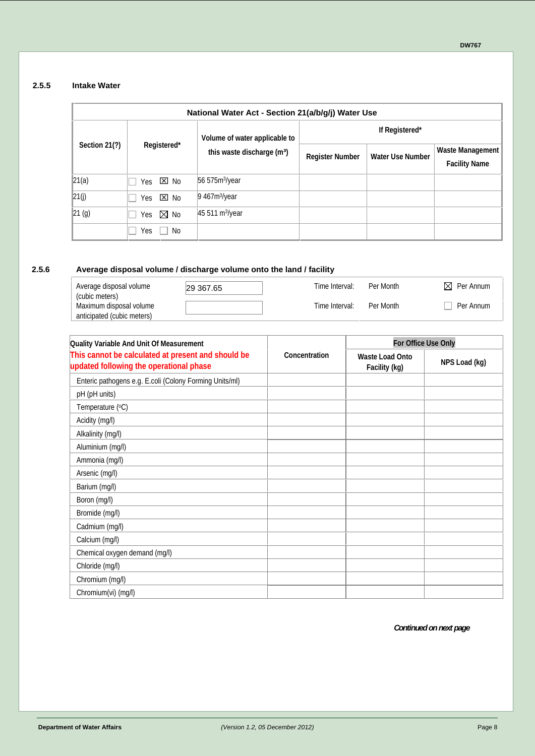### 2.5.5 Intake Water

| National Water Act - Section 21(a/b/g/j) Water Use | | | | | |
|---|---|---|---|---|---|
| Section 21(?) | Registered* | Volume of water applicable to this waste discharge (m³) | If Registered* | | |
| | | | Register Number | Water Use Number | Waste Management Facility Name |
| 21(a) | ☐ Yes ☒ No | 56 575m³/year | | | |
| 21(j) | ☐ Yes ☒ No | 9 467m³/year | | | |
| 21 (g) | ☐ Yes ☒ No | 45 511 m³/year | | | |
| | ☐ Yes ☐ No | | | | |

### 2.5.6 Average disposal volume / discharge volume onto the land / facility

| | | | | |
|---|---|---|---|---|
| Average disposal volume (cubic meters) | 29 367.65 | Time Interval: | ☐ Per Month | ☒ Per Annum |
| Maximum disposal volume anticipated (cubic meters) | | Time Interval: | ☐ Per Month | ☐ Per Annum |

| Quality Variable And Unit Of Measurement<br>This cannot be calculated at present and should be updated following the operational phase | Concentration | For Office Use Only | |
|---|---|---|---|
| | | Waste Load Onto Facility (kg) | NPS Load (kg) |
| Enteric pathogens e.g. E.coli (Colony Forming Units/ml) | | | |
| pH (pH units) | | | |
| Temperature (ºC) | | | |
| Acidity (mg/l) | | | |
| Alkalinity (mg/l) | | | |
| Aluminium (mg/l) | | | |
| Ammonia (mg/l) | | | |
| Arsenic (mg/l) | | | |
| Barium (mg/l) | | | |
| Boron (mg/l) | | | |
| Bromide (mg/l) | | | |
| Cadmium (mg/l) | | | |
| Calcium (mg/l) | | | |
| Chemical oxygen demand (mg/l) | | | |
| Chloride (mg/l) | | | |
| Chromium (mg/l) | | | |
| Chromium(vi) (mg/l) | | | |

*Continued on next page*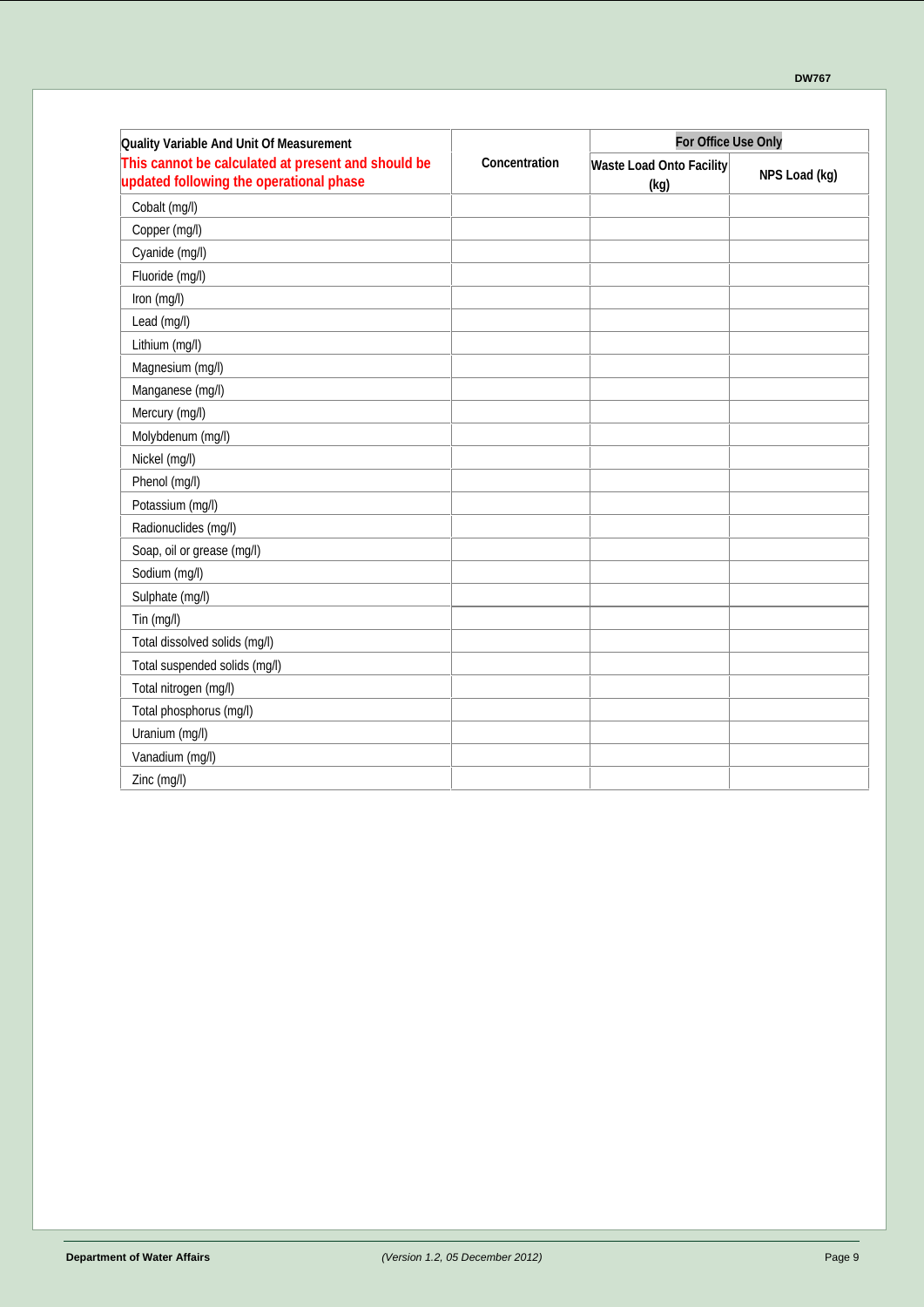| Quality Variable And Unit Of Measurement<br>This cannot be calculated at present and should be updated following the operational phase | Concentration | For Office Use Only | |
|---|---|---|---|
| | | Waste Load Onto Facility (kg) | NPS Load (kg) |
| Cobalt (mg/l) | | | |
| Copper (mg/l) | | | |
| Cyanide (mg/l) | | | |
| Fluoride (mg/l) | | | |
| Iron (mg/l) | | | |
| Lead (mg/l) | | | |
| Lithium (mg/l) | | | |
| Magnesium (mg/l) | | | |
| Manganese (mg/l) | | | |
| Mercury (mg/l) | | | |
| Molybdenum (mg/l) | | | |
| Nickel (mg/l) | | | |
| Phenol (mg/l) | | | |
| Potassium (mg/l) | | | |
| Radionuclides (mg/l) | | | |
| Soap, oil or grease (mg/l) | | | |
| Sodium (mg/l) | | | |
| Sulphate (mg/l) | | | |
| Tin (mg/l) | | | |
| Total dissolved solids (mg/l) | | | |
| Total suspended solids (mg/l) | | | |
| Total nitrogen (mg/l) | | | |
| Total phosphorus (mg/l) | | | |
| Uranium (mg/l) | | | |
| Vanadium (mg/l) | | | |
| Zinc (mg/l) | | | |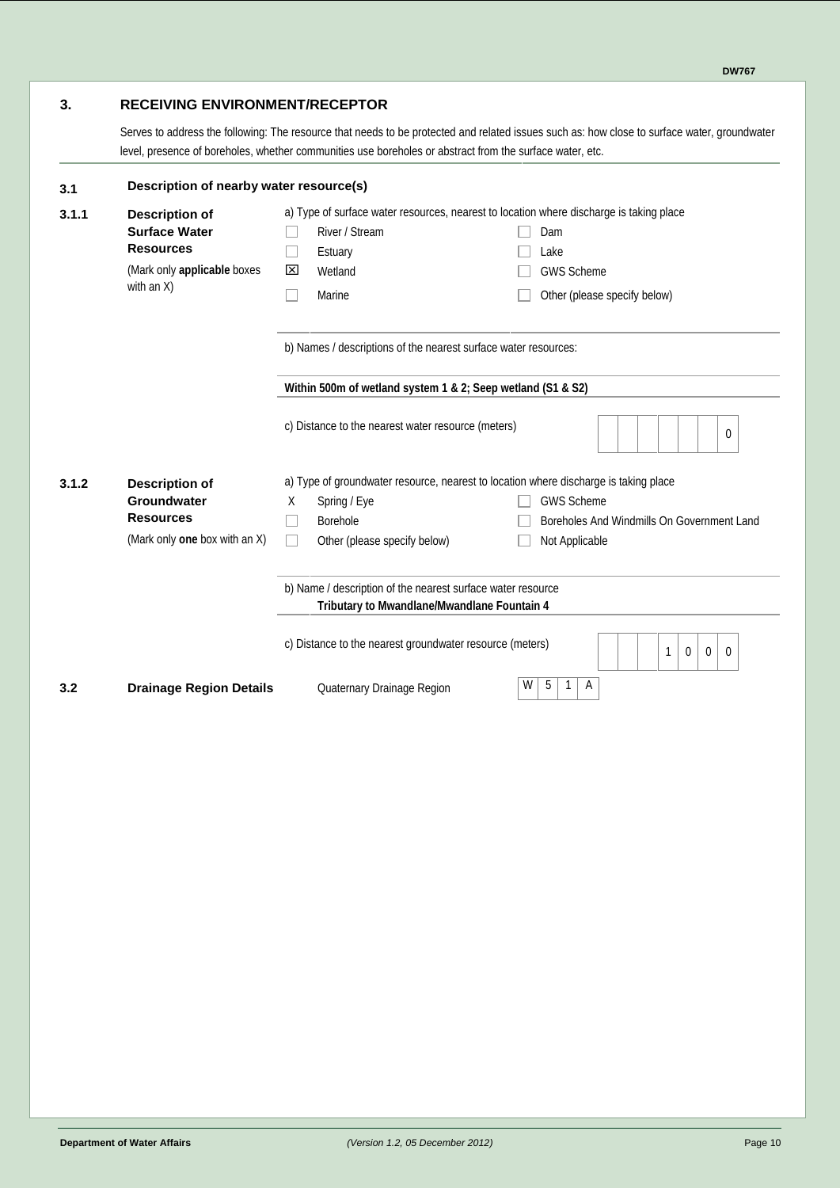## 3. RECEIVING ENVIRONMENT/RECEPTOR

Serves to address the following: The resource that needs to be protected and related issues such as: how close to surface water, groundwater level, presence of boreholes, whether communities use boreholes or abstract from the surface water, etc.

### 3.1 Description of nearby water resource(s)

**3.1.1 Description of Surface Water Resources**

(Mark only **applicable** boxes with an X)

a) Type of surface water resources, nearest to location where discharge is taking place

- [ ] River / Stream
- [ ] Estuary
- [x] Wetland
- [ ] Marine
- [ ] Dam
- [ ] Lake
- [ ] GWS Scheme
- [ ] Other (please specify below)

b) Names / descriptions of the nearest surface water resources:

**Within 500m of wetland system 1 & 2; Seep wetland (S1 & S2)**

c) Distance to the nearest water resource (meters): 0

**3.1.2 Description of Groundwater Resources**

(Mark only **one** box with an X)

a) Type of groundwater resource, nearest to location where discharge is taking place

- [x] Spring / Eye
- [ ] Borehole
- [ ] Other (please specify below)
- [ ] GWS Scheme
- [ ] Boreholes And Windmills On Government Land
- [ ] Not Applicable

b) Name / description of the nearest surface water resource

**Tributary to Mwandlane/Mwandlane Fountain 4**

c) Distance to the nearest groundwater resource (meters): 1000

### 3.2 Drainage Region Details

Quaternary Drainage Region: W 5 1 A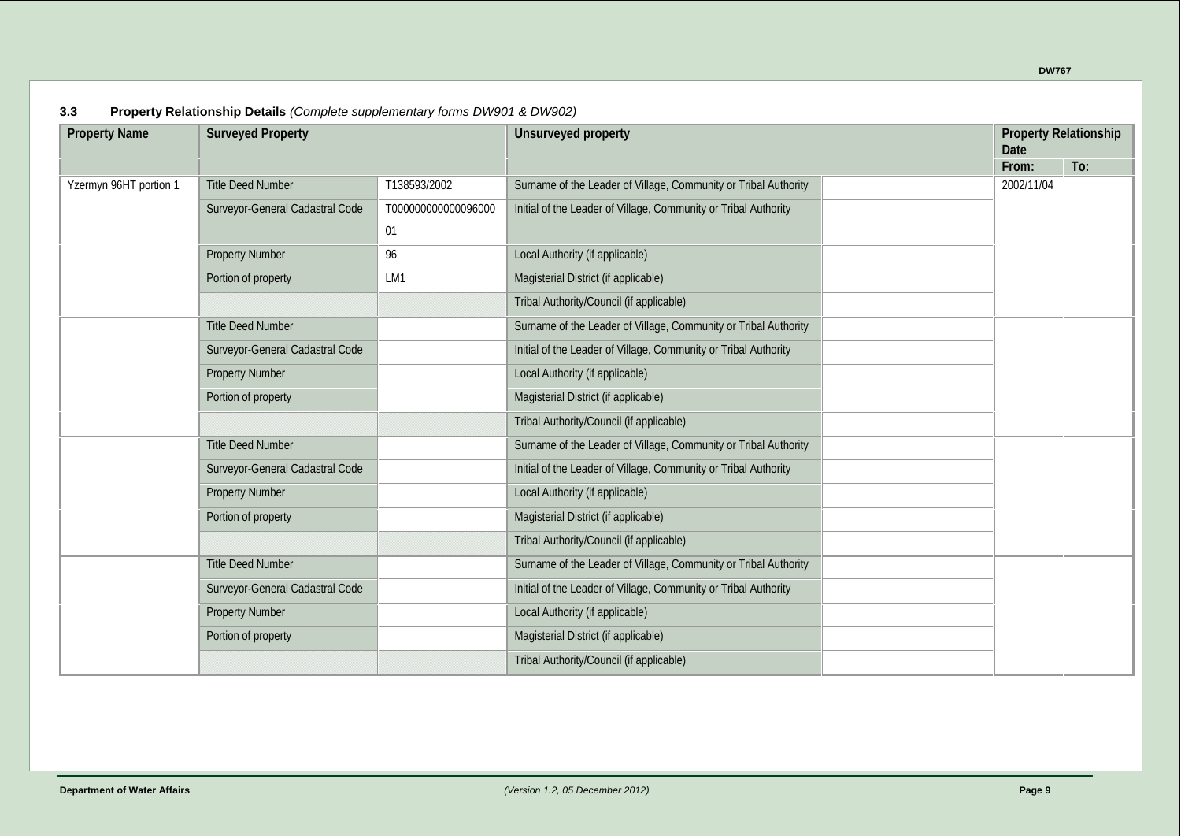### 3.3 Property Relationship Details *(Complete supplementary forms DW901 & DW902)*

| Property Name | Surveyed Property | | Unsurveyed property | | Property Relationship Date | |
|---|---|---|---|---|---|---|
| | | | | | From: | To: |
| Yzermyn 96HT portion 1 | Title Deed Number | T138593/2002 | Surname of the Leader of Village, Community or Tribal Authority | | 2002/11/04 | |
| | Surveyor-General Cadastral Code | T000000000000096000 01 | Initial of the Leader of Village, Community or Tribal Authority | | | |
| | Property Number | 96 | Local Authority (if applicable) | | | |
| | Portion of property | LM1 | Magisterial District (if applicable) | | | |
| | | | Tribal Authority/Council (if applicable) | | | |
| | Title Deed Number | | Surname of the Leader of Village, Community or Tribal Authority | | | |
| | Surveyor-General Cadastral Code | | Initial of the Leader of Village, Community or Tribal Authority | | | |
| | Property Number | | Local Authority (if applicable) | | | |
| | Portion of property | | Magisterial District (if applicable) | | | |
| | | | Tribal Authority/Council (if applicable) | | | |
| | Title Deed Number | | Surname of the Leader of Village, Community or Tribal Authority | | | |
| | Surveyor-General Cadastral Code | | Initial of the Leader of Village, Community or Tribal Authority | | | |
| | Property Number | | Local Authority (if applicable) | | | |
| | Portion of property | | Magisterial District (if applicable) | | | |
| | | | Tribal Authority/Council (if applicable) | | | |
| | Title Deed Number | | Surname of the Leader of Village, Community or Tribal Authority | | | |
| | Surveyor-General Cadastral Code | | Initial of the Leader of Village, Community or Tribal Authority | | | |
| | Property Number | | Local Authority (if applicable) | | | |
| | Portion of property | | Magisterial District (if applicable) | | | |
| | | | Tribal Authority/Council (if applicable) | | | |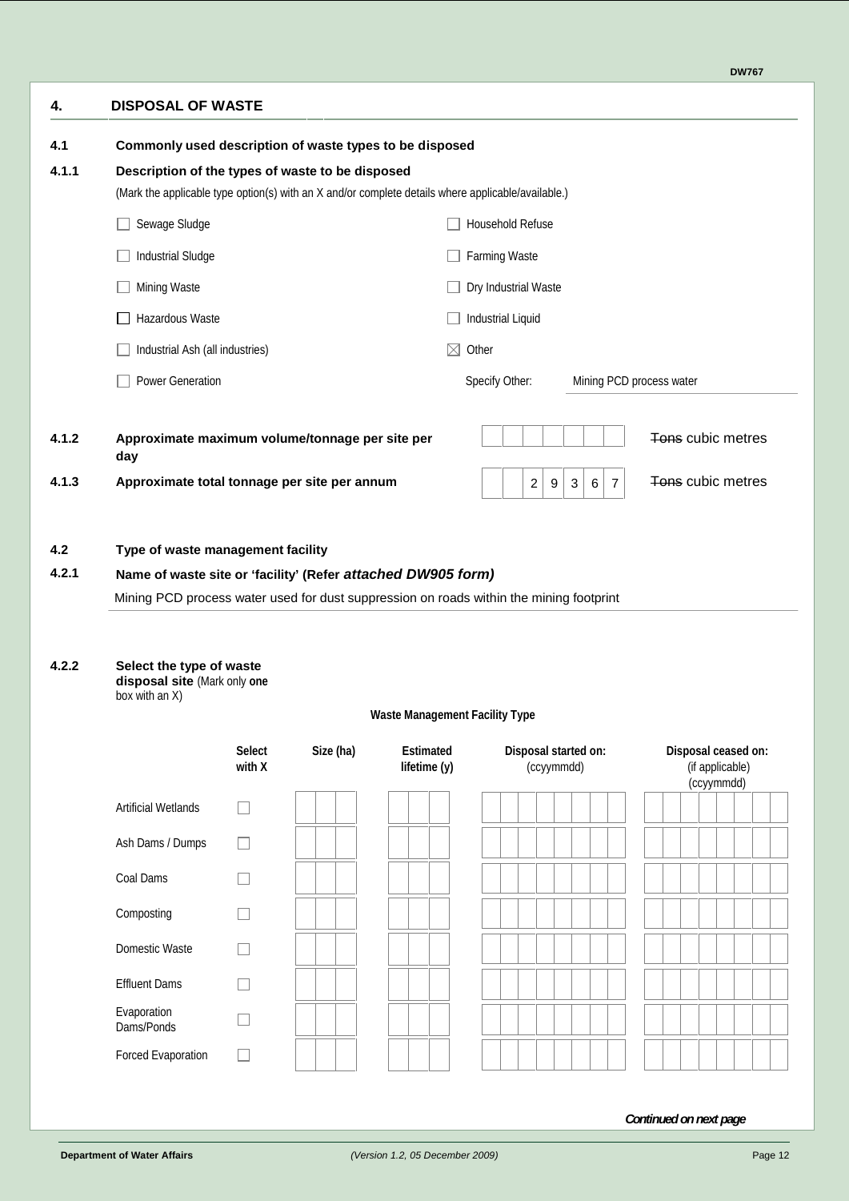## 4. DISPOSAL OF WASTE

### 4.1 Commonly used description of waste types to be disposed

#### 4.1.1 Description of the types of waste to be disposed

(Mark the applicable type option(s) with an X and/or complete details where applicable/available.)

- ☐ Sewage Sludge
- ☐ Industrial Sludge
- ☐ Mining Waste
- ☐ Hazardous Waste
- ☐ Industrial Ash (all industries)
- ☐ Power Generation
- ☐ Household Refuse
- ☐ Farming Waste
- ☐ Dry Industrial Waste
- ☐ Industrial Liquid
- ☒ Other

Specify Other: Mining PCD process water

**4.1.2 Approximate maximum volume/tonnage per site per day** | | | | | | | | ~~Tons~~ cubic metres

**4.1.3 Approximate total tonnage per site per annum** | | | 2 | 9 | 3 | 6 | 7 | ~~Tons~~ cubic metres

### 4.2 Type of waste management facility

#### 4.2.1 Name of waste site or 'facility' (Refer *attached DW905 form)*

Mining PCD process water used for dust suppression on roads within the mining footprint

#### 4.2.2 Select the type of waste disposal site (Mark only **one** box with an X)

**Waste Management Facility Type**

| | Select with X | Size (ha) | Estimated lifetime (y) | Disposal started on: (ccyymmdd) | Disposal ceased on: (if applicable) (ccyymmdd) |
|---|---|---|---|---|---|
| Artificial Wetlands | ☐ | | | | |
| Ash Dams / Dumps | ☐ | | | | |
| Coal Dams | ☐ | | | | |
| Composting | ☐ | | | | |
| Domestic Waste | ☐ | | | | |
| Effluent Dams | ☐ | | | | |
| Evaporation Dams/Ponds | ☐ | | | | |
| Forced Evaporation | ☐ | | | | |

*Continued on next page*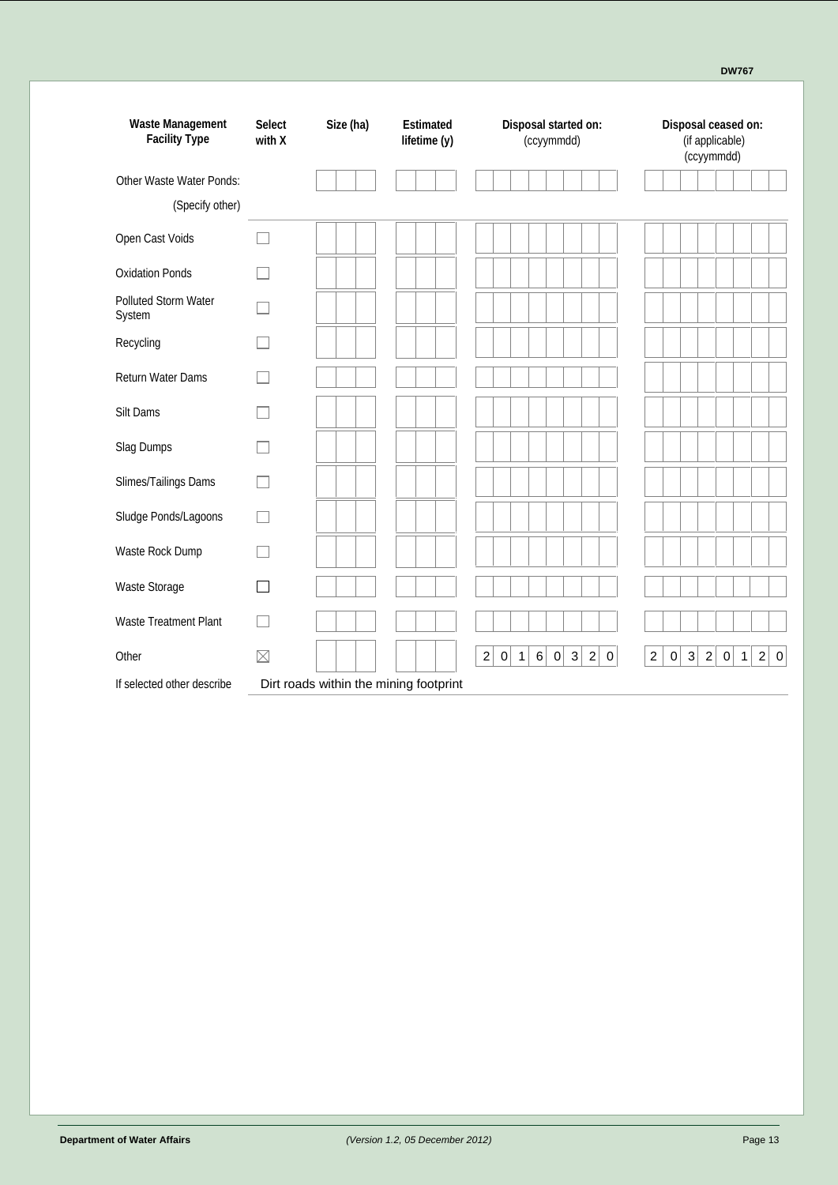| Waste Management Facility Type | Select with X | Size (ha) | Estimated lifetime (y) | Disposal started on: (ccyymmdd) | Disposal ceased on: (if applicable) (ccyymmdd) |
|---|---|---|---|---|---|
| Other Waste Water Ponds: (Specify other) | | | | | |
| Open Cast Voids | ☐ | | | | |
| Oxidation Ponds | ☐ | | | | |
| Polluted Storm Water System | ☐ | | | | |
| Recycling | ☐ | | | | |
| Return Water Dams | ☐ | | | | |
| Silt Dams | ☐ | | | | |
| Slag Dumps | ☐ | | | | |
| Slimes/Tailings Dams | ☐ | | | | |
| Sludge Ponds/Lagoons | ☐ | | | | |
| Waste Rock Dump | ☐ | | | | |
| Waste Storage | ☐ | | | | |
| Waste Treatment Plant | ☐ | | | | |
| Other | ☒ | | | 20160320 | 20320120 |

If selected other describe: Dirt roads within the mining footprint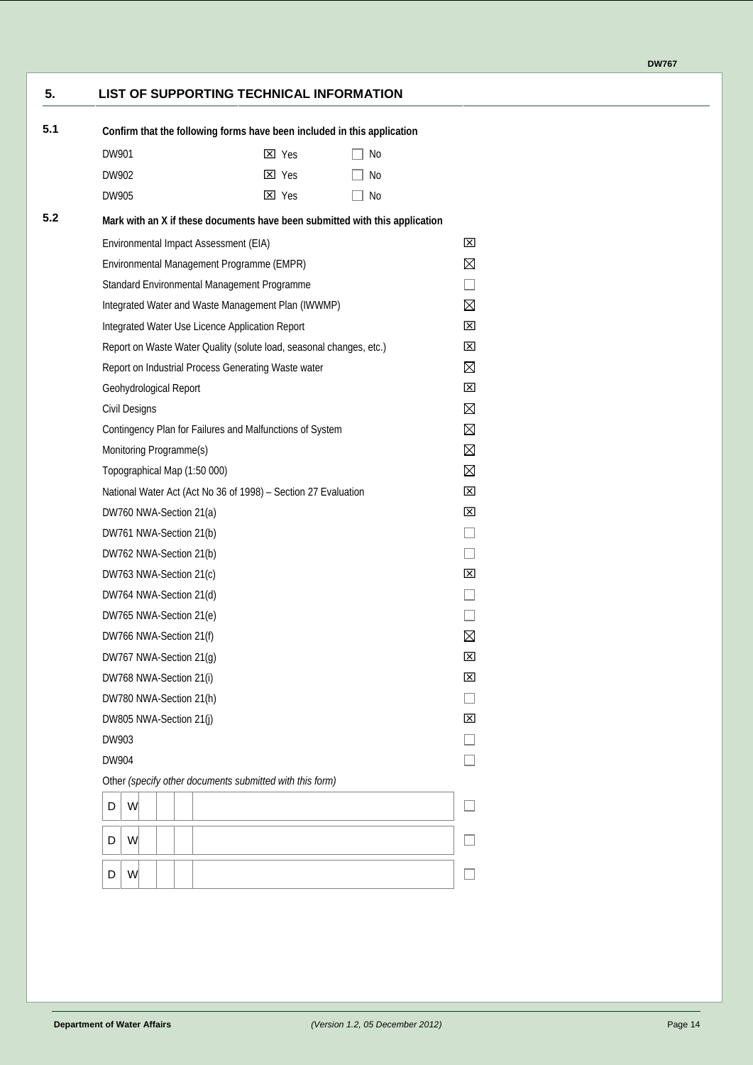## 5. LIST OF SUPPORTING TECHNICAL INFORMATION

**5.1 Confirm that the following forms have been included in this application**

| Form | Yes | No |
|---|---|---|
| DW901 | ☒ Yes | ☐ No |
| DW902 | ☒ Yes | ☐ No |
| DW905 | ☒ Yes | ☐ No |

**5.2 Mark with an X if these documents have been submitted with this application**

| Document | |
|---|---|
| Environmental Impact Assessment (EIA) | ☒ |
| Environmental Management Programme (EMPR) | ☒ |
| Standard Environmental Management Programme | ☐ |
| Integrated Water and Waste Management Plan (IWWMP) | ☒ |
| Integrated Water Use Licence Application Report | ☒ |
| Report on Waste Water Quality (solute load, seasonal changes, etc.) | ☒ |
| Report on Industrial Process Generating Waste water | ☒ |
| Geohydrological Report | ☒ |
| Civil Designs | ☒ |
| Contingency Plan for Failures and Malfunctions of System | ☒ |
| Monitoring Programme(s) | ☒ |
| Topographical Map (1:50 000) | ☒ |
| National Water Act (Act No 36 of 1998) – Section 27 Evaluation | ☒ |
| DW760 NWA-Section 21(a) | ☒ |
| DW761 NWA-Section 21(b) | ☐ |
| DW762 NWA-Section 21(b) | ☐ |
| DW763 NWA-Section 21(c) | ☒ |
| DW764 NWA-Section 21(d) | ☐ |
| DW765 NWA-Section 21(e) | ☐ |
| DW766 NWA-Section 21(f) | ☒ |
| DW767 NWA-Section 21(g) | ☒ |
| DW768 NWA-Section 21(i) | ☒ |
| DW780 NWA-Section 21(h) | ☐ |
| DW805 NWA-Section 21(j) | ☒ |
| DW903 | ☐ |
| DW904 | ☐ |

Other *(specify other documents submitted with this form)*

| D | W | | | | | |
|---|---|---|---|---|---|---|
| D | W | | | | | ☐ |
| D | W | | | | | ☐ |
| D | W | | | | | ☐ |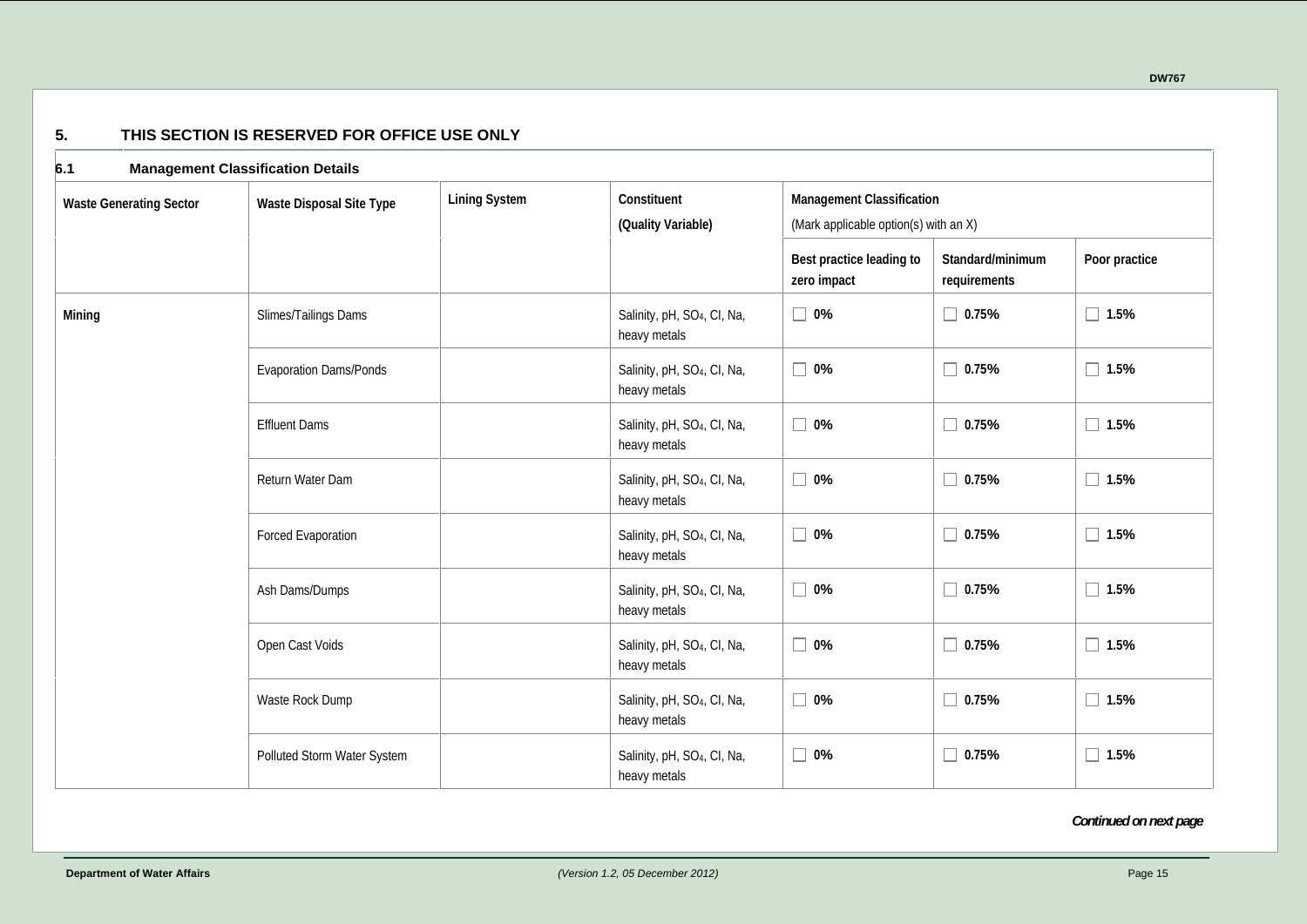## 5. THIS SECTION IS RESERVED FOR OFFICE USE ONLY

### 6.1 Management Classification Details

| Waste Generating Sector | Waste Disposal Site Type | Lining System | Constituent (Quality Variable) | Management Classification (Mark applicable option(s) with an X) | | |
|---|---|---|---|---|---|---|
| | | | | Best practice leading to zero impact | Standard/minimum requirements | Poor practice |
| Mining | Slimes/Tailings Dams | | Salinity, pH, $SO_4$, Cl, Na, heavy metals | ☐ 0% | ☐ 0.75% | ☐ 1.5% |
| | Evaporation Dams/Ponds | | Salinity, pH, $SO_4$, Cl, Na, heavy metals | ☐ 0% | ☐ 0.75% | ☐ 1.5% |
| | Effluent Dams | | Salinity, pH, $SO_4$, Cl, Na, heavy metals | ☐ 0% | ☐ 0.75% | ☐ 1.5% |
| | Return Water Dam | | Salinity, pH, $SO_4$, Cl, Na, heavy metals | ☐ 0% | ☐ 0.75% | ☐ 1.5% |
| | Forced Evaporation | | Salinity, pH, $SO_4$, Cl, Na, heavy metals | ☐ 0% | ☐ 0.75% | ☐ 1.5% |
| | Ash Dams/Dumps | | Salinity, pH, $SO_4$, Cl, Na, heavy metals | ☐ 0% | ☐ 0.75% | ☐ 1.5% |
| | Open Cast Voids | | Salinity, pH, $SO_4$, Cl, Na, heavy metals | ☐ 0% | ☐ 0.75% | ☐ 1.5% |
| | Waste Rock Dump | | Salinity, pH, $SO_4$, Cl, Na, heavy metals | ☐ 0% | ☐ 0.75% | ☐ 1.5% |
| | Polluted Storm Water System | | Salinity, pH, $SO_4$, Cl, Na, heavy metals | ☐ 0% | ☐ 0.75% | ☐ 1.5% |

*Continued on next page*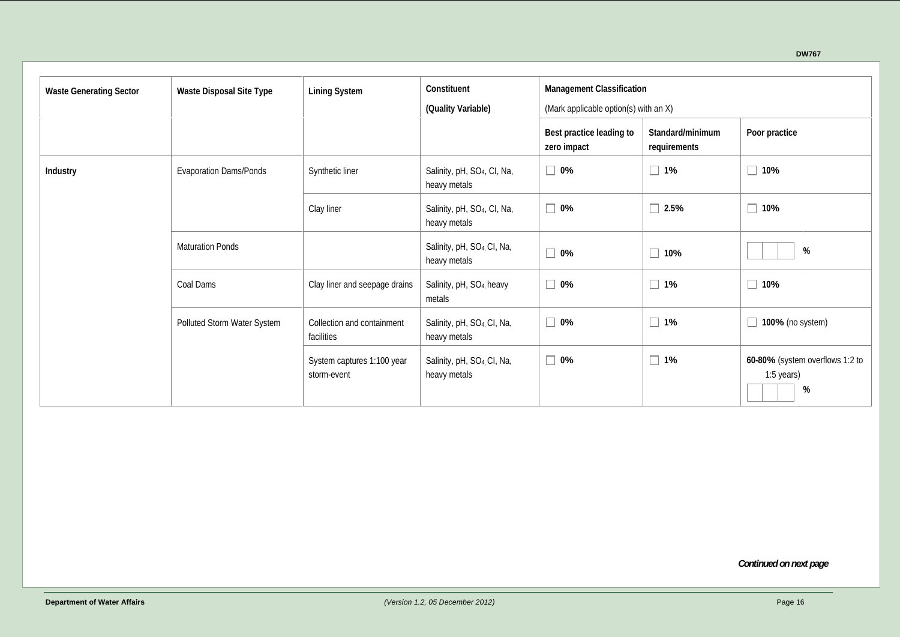| Waste Generating Sector | Waste Disposal Site Type | Lining System | Constituent (Quality Variable) | Management Classification (Mark applicable option(s) with an X) | | |
|---|---|---|---|---|---|---|
| | | | | Best practice leading to zero impact | Standard/minimum requirements | Poor practice |
| **Industry** | Evaporation Dams/Ponds | Synthetic liner | Salinity, pH, $SO_4$, Cl, Na, heavy metals | ☐ **0%** | ☐ **1%** | ☐ **10%** |
| | | Clay liner | Salinity, pH, $SO_4$, Cl, Na, heavy metals | ☐ **0%** | ☐ **2.5%** | ☐ **10%** |
| | Maturation Ponds | | Salinity, pH, $SO_4$, Cl, Na, heavy metals | ☐ **0%** | ☐ **10%** | ☐☐☐ % |
| | Coal Dams | Clay liner and seepage drains | Salinity, pH, $SO_4$, heavy metals | ☐ **0%** | ☐ **1%** | ☐ **10%** |
| | Polluted Storm Water System | Collection and containment facilities | Salinity, pH, $SO_4$, Cl, Na, heavy metals | ☐ **0%** | ☐ **1%** | ☐ **100%** (no system) |
| | | System captures 1:100 year storm-event | Salinity, pH, $SO_4$, Cl, Na, heavy metals | ☐ **0%** | ☐ **1%** | **60-80%** (system overflows 1:2 to 1:5 years) ☐☐☐ % |

***Continued on next page***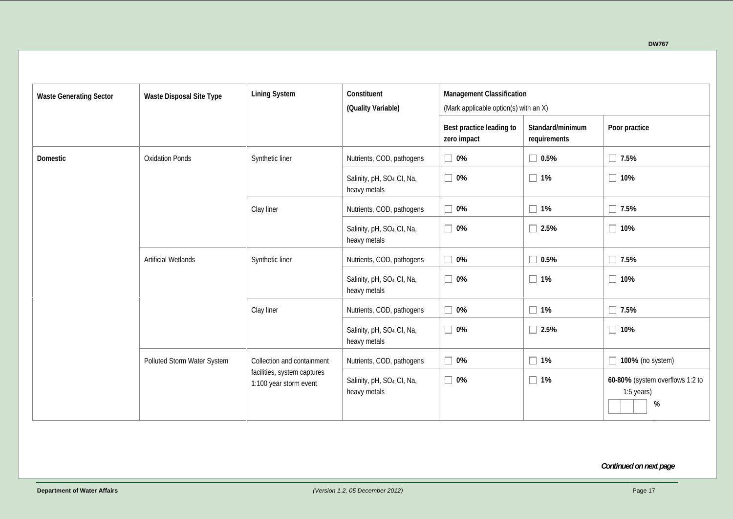| Waste Generating Sector | Waste Disposal Site Type | Lining System | Constituent (Quality Variable) | Management Classification (Mark applicable option(s) with an X) | | |
|---|---|---|---|---|---|---|
| | | | | Best practice leading to zero impact | Standard/minimum requirements | Poor practice |
| **Domestic** | Oxidation Ponds | Synthetic liner | Nutrients, COD, pathogens | ☐ **0%** | ☐ **0.5%** | ☐ **7.5%** |
| | | | Salinity, pH, $SO_4$, Cl, Na, heavy metals | ☐ **0%** | ☐ **1%** | ☐ **10%** |
| | | Clay liner | Nutrients, COD, pathogens | ☐ **0%** | ☐ **1%** | ☐ **7.5%** |
| | | | Salinity, pH, $SO_4$, Cl, Na, heavy metals | ☐ **0%** | ☐ **2.5%** | ☐ **10%** |
| | Artificial Wetlands | Synthetic liner | Nutrients, COD, pathogens | ☐ **0%** | ☐ **0.5%** | ☐ **7.5%** |
| | | | Salinity, pH, $SO_4$, Cl, Na, heavy metals | ☐ **0%** | ☐ **1%** | ☐ **10%** |
| | | Clay liner | Nutrients, COD, pathogens | ☐ **0%** | ☐ **1%** | ☐ **7.5%** |
| | | | Salinity, pH, $SO_4$, Cl, Na, heavy metals | ☐ **0%** | ☐ **2.5%** | ☐ **10%** |
| | Polluted Storm Water System | Collection and containment facilities, system captures 1:100 year storm event | Nutrients, COD, pathogens | ☐ **0%** | ☐ **1%** | ☐ **100%** (no system) |
| | | | Salinity, pH, $SO_4$, Cl, Na, heavy metals | ☐ **0%** | ☐ **1%** | **60-80%** (system overflows 1:2 to 1:5 years) ☐☐☐ **%** |

*Continued on next page*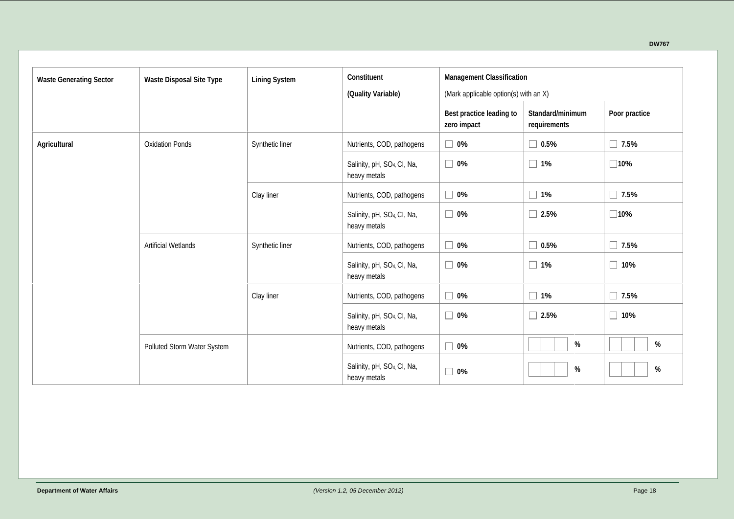| Waste Generating Sector | Waste Disposal Site Type | Lining System | Constituent (Quality Variable) | Management Classification (Mark applicable option(s) with an X) | | |
|---|---|---|---|---|---|---|
| | | | | Best practice leading to zero impact | Standard/minimum requirements | Poor practice |
| **Agricultural** | Oxidation Ponds | Synthetic liner | Nutrients, COD, pathogens | ☐ **0%** | ☐ **0.5%** | ☐ **7.5%** |
| | | | Salinity, pH, $SO_4$, Cl, Na, heavy metals | ☐ **0%** | ☐ **1%** | ☐**10%** |
| | | Clay liner | Nutrients, COD, pathogens | ☐ **0%** | ☐ **1%** | ☐ **7.5%** |
| | | | Salinity, pH, $SO_4$, Cl, Na, heavy metals | ☐ **0%** | ☐ **2.5%** | ☐**10%** |
| | Artificial Wetlands | Synthetic liner | Nutrients, COD, pathogens | ☐ **0%** | ☐ **0.5%** | ☐ **7.5%** |
| | | | Salinity, pH, $SO_4$, Cl, Na, heavy metals | ☐ **0%** | ☐ **1%** | ☐ **10%** |
| | | Clay liner | Nutrients, COD, pathogens | ☐ **0%** | ☐ **1%** | ☐ **7.5%** |
| | | | Salinity, pH, $SO_4$, Cl, Na, heavy metals | ☐ **0%** | ☐ **2.5%** | ☐ **10%** |
| | Polluted Storm Water System | | Nutrients, COD, pathogens | ☐ **0%** | **%** | **%** |
| | | | Salinity, pH, $SO_4$, Cl, Na, heavy metals | ☐ **0%** | **%** | **%** |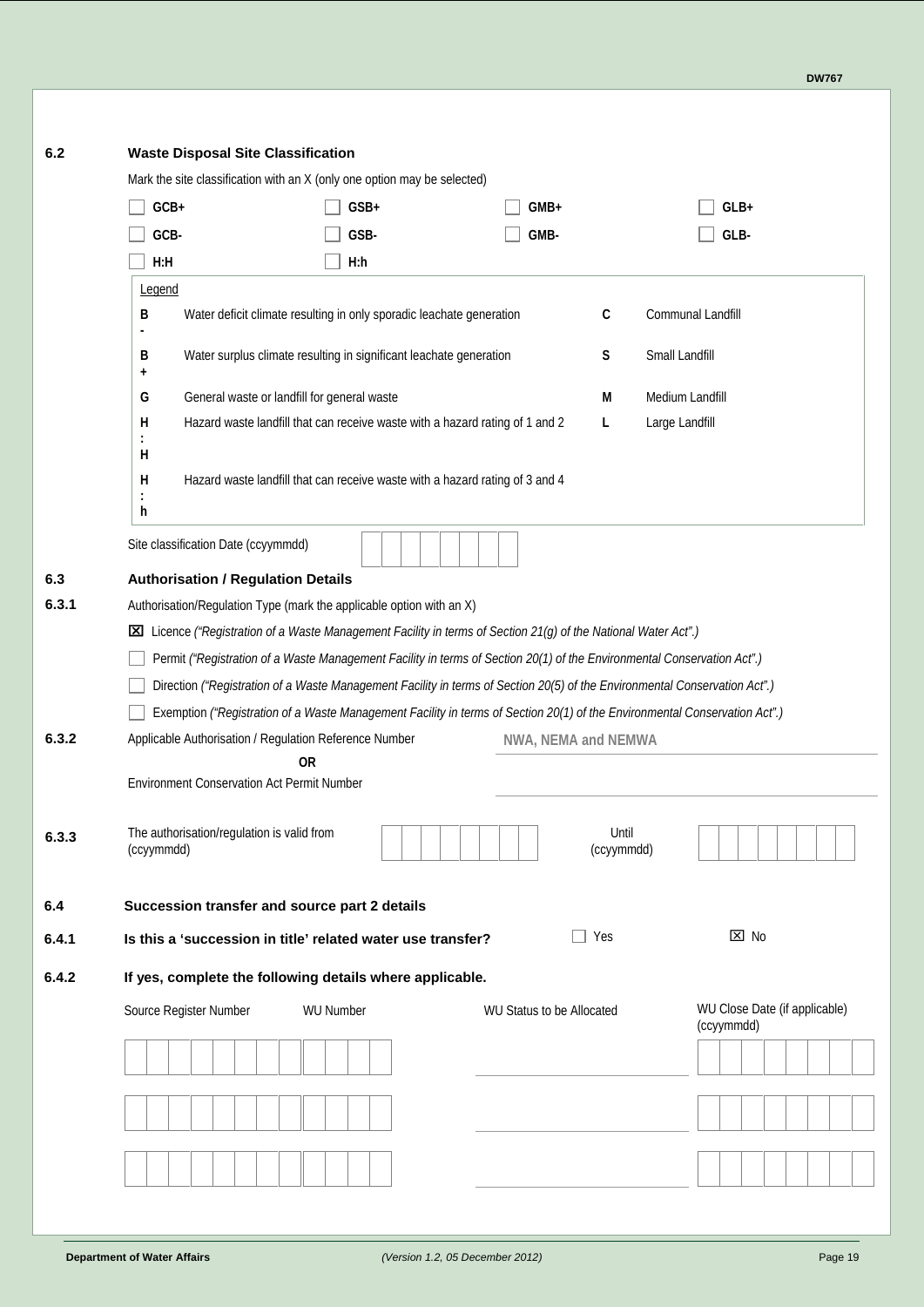## 6.2 Waste Disposal Site Classification

Mark the site classification with an X (only one option may be selected)

| | | | |
|---|---|---|---|
| ☐ GCB+ | ☐ GSB+ | ☐ GMB+ | ☐ GLB+ |
| ☐ GCB- | ☐ GSB- | ☐ GMB- | ☐ GLB- |
| ☐ H:H | ☐ H:h | | |

**Legend**

| | | | |
|---|---|---|---|
| B- | Water deficit climate resulting in only sporadic leachate generation | C | Communal Landfill |
| B+ | Water surplus climate resulting in significant leachate generation | S | Small Landfill |
| G | General waste or landfill for general waste | M | Medium Landfill |
| H:H | Hazard waste landfill that can receive waste with a hazard rating of 1 and 2 | L | Large Landfill |
| H:h | Hazard waste landfill that can receive waste with a hazard rating of 3 and 4 | | |

Site classification Date (ccyymmdd) ☐☐☐☐☐☐☐☐

## 6.3 Authorisation / Regulation Details

**6.3.1** Authorisation/Regulation Type (mark the applicable option with an X)

☒ Licence *("Registration of a Waste Management Facility in terms of Section 21(g) of the National Water Act".)*

☐ Permit *("Registration of a Waste Management Facility in terms of Section 20(1) of the Environmental Conservation Act".)*

☐ Direction *("Registration of a Waste Management Facility in terms of Section 20(5) of the Environmental Conservation Act".)*

☐ Exemption *("Registration of a Waste Management Facility in terms of Section 20(1) of the Environmental Conservation Act".)*

**6.3.2** Applicable Authorisation / Regulation Reference Number: NWA, NEMA and NEMWA

**OR**

Environment Conservation Act Permit Number: ______________________

**6.3.3** The authorisation/regulation is valid from (ccyymmdd) ☐☐☐☐☐☐☐☐ Until (ccyymmdd) ☐☐☐☐☐☐☐☐

## 6.4 Succession transfer and source part 2 details

**6.4.1 Is this a 'succession in title' related water use transfer?** ☐ Yes ☒ No

**6.4.2 If yes, complete the following details where applicable.**

| Source Register Number | WU Number | WU Status to be Allocated | WU Close Date (if applicable) (ccyymmdd) |
|---|---|---|---|
| | | | |
| | | | |
| | | | |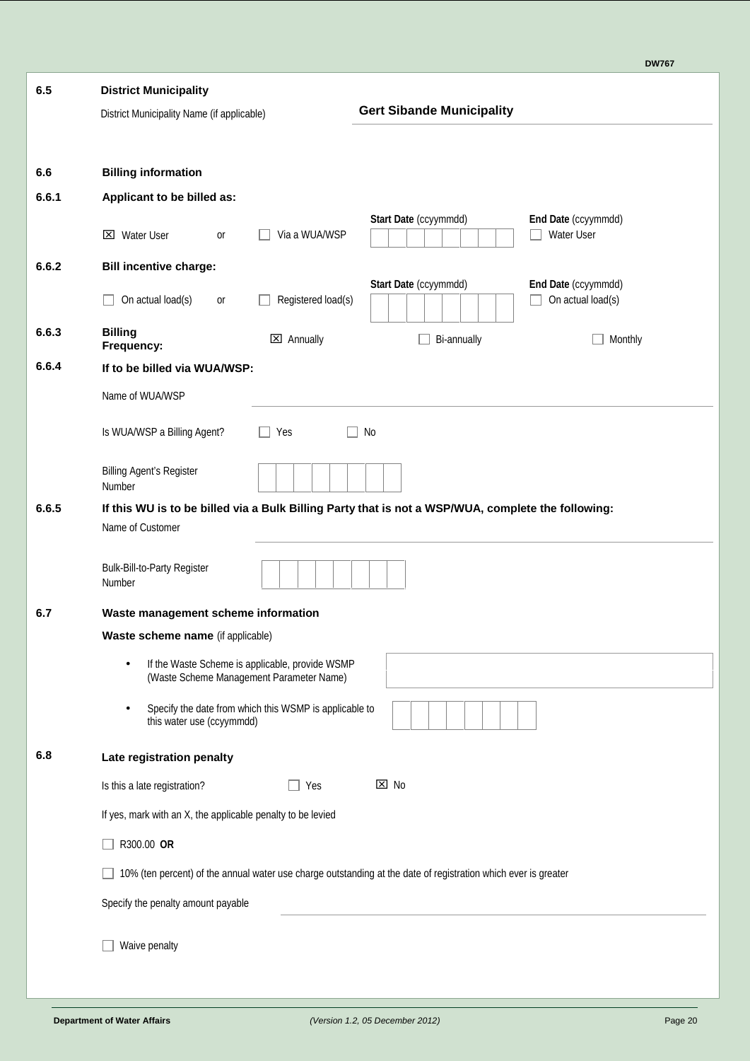**6.5 District Municipality**

District Municipality Name (if applicable): **Gert Sibande Municipality**

**6.6 Billing information**

**6.6.1 Applicant to be billed as:**

☒ Water User or ☐ Via a WUA/WSP

**Start Date** (ccyymmdd): | | | | | | | | |

**End Date** (ccyymmdd): ☐ Water User

**6.6.2 Bill incentive charge:**

☐ On actual load(s) or ☐ Registered load(s)

**Start Date** (ccyymmdd): | | | | | | | | |

**End Date** (ccyymmdd): ☐ On actual load(s)

**6.6.3 Billing Frequency:** ☒ Annually ☐ Bi-annually ☐ Monthly

**6.6.4 If to be billed via WUA/WSP:**

Name of WUA/WSP: ____________________

Is WUA/WSP a Billing Agent? ☐ Yes ☐ No

Billing Agent's Register Number: | | | | | | | | |

**6.6.5 If this WU is to be billed via a Bulk Billing Party that is not a WSP/WUA, complete the following:**

Name of Customer: ____________________

Bulk-Bill-to-Party Register Number: | | | | | | | | |

**6.7 Waste management scheme information**

**Waste scheme name** (if applicable)

- If the Waste Scheme is applicable, provide WSMP (Waste Scheme Management Parameter Name): ____________________
- Specify the date from which this WSMP is applicable to this water use (ccyymmdd): | | | | | | | | |

**6.8 Late registration penalty**

Is this a late registration? ☐ Yes ☒ No

If yes, mark with an X, the applicable penalty to be levied

☐ R300.00 **OR**

☐ 10% (ten percent) of the annual water use charge outstanding at the date of registration which ever is greater

Specify the penalty amount payable: ____________________

☐ Waive penalty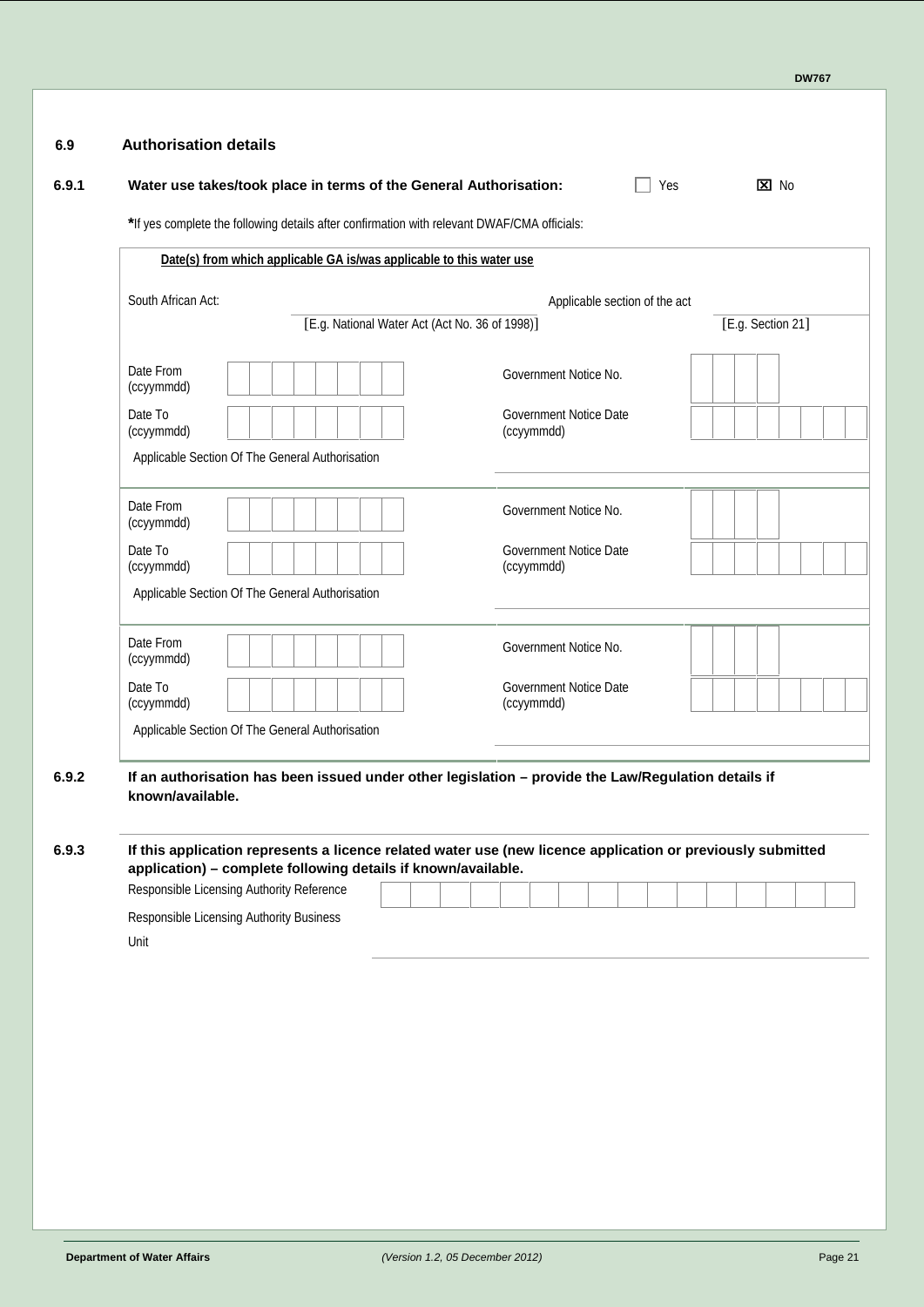## 6.9 Authorisation details

**6.9.1 Water use takes/took place in terms of the General Authorisation:** ☐ Yes ☒ No

***If yes complete the following details after confirmation with relevant DWAF/CMA officials:**

**Date(s) from which applicable GA is/was applicable to this water use**

South African Act: ______________________ [E.g. National Water Act (Act No. 36 of 1998)]

Applicable section of the act ______________________ [E.g. Section 21]

| | | | |
|---|---|---|---|
| Date From (ccyymmdd) | | Government Notice No. | |
| Date To (ccyymmdd) | | Government Notice Date (ccyymmdd) | |
| Applicable Section Of The General Authorisation | | | |

| | | | |
|---|---|---|---|
| Date From (ccyymmdd) | | Government Notice No. | |
| Date To (ccyymmdd) | | Government Notice Date (ccyymmdd) | |
| Applicable Section Of The General Authorisation | | | |

| | | | |
|---|---|---|---|
| Date From (ccyymmdd) | | Government Notice No. | |
| Date To (ccyymmdd) | | Government Notice Date (ccyymmdd) | |
| Applicable Section Of The General Authorisation | | | |

**6.9.2 If an authorisation has been issued under other legislation – provide the Law/Regulation details if known/available.**

______________________

**6.9.3 If this application represents a licence related water use (new licence application or previously submitted application) – complete following details if known/available.**

Responsible Licensing Authority Reference ______________________

Responsible Licensing Authority Business Unit ______________________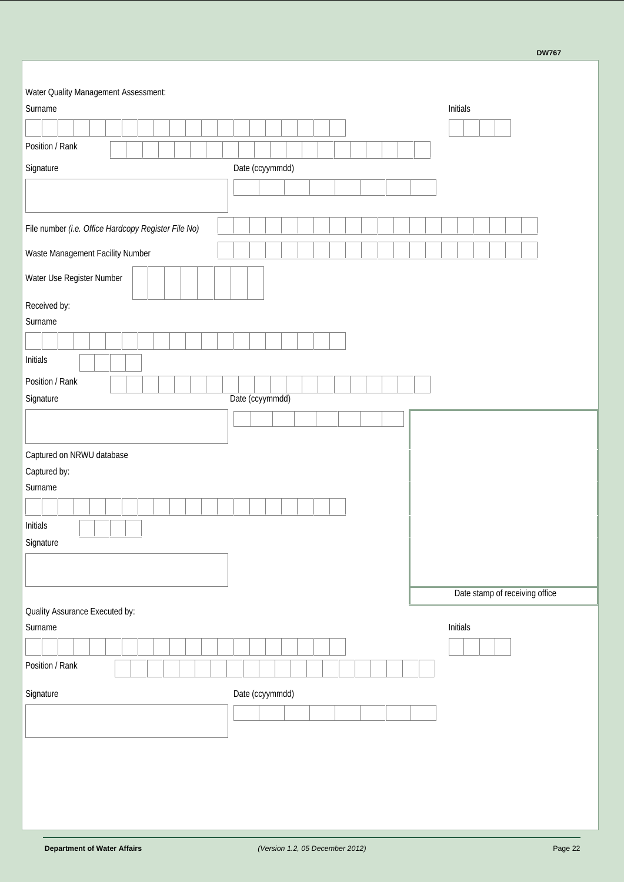Water Quality Management Assessment:

Surname

Initials

Position / Rank

Signature

Date (ccyymmdd)

File number *(i.e. Office Hardcopy Register File No)*

Waste Management Facility Number

Water Use Register Number

Received by:

Surname

Initials

Position / Rank

Signature

Date (ccyymmdd)

Captured on NRWU database

Captured by:

Surname

Initials

Signature

Date stamp of receiving office

Quality Assurance Executed by:

Surname

Initials

Position / Rank

Signature

Date (ccyymmdd)